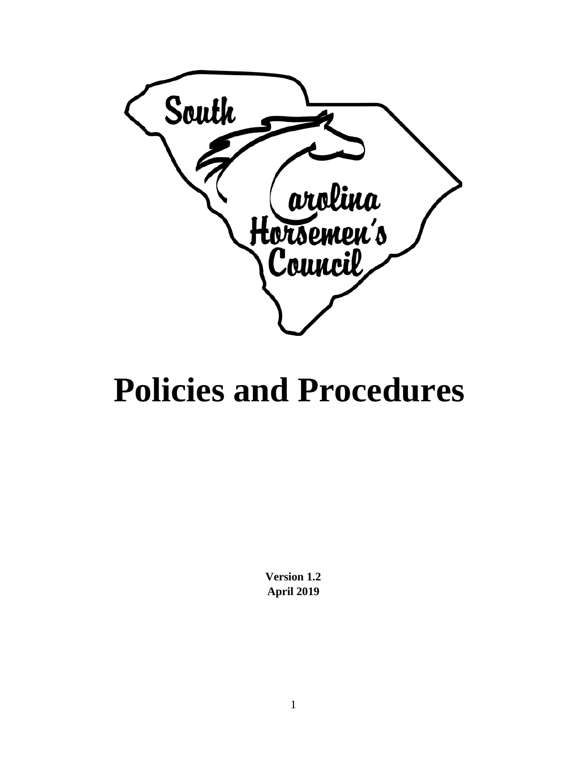South Carolina Horsemen's Council

# Policies and Procedures

**Version 1.2**
**April 2019**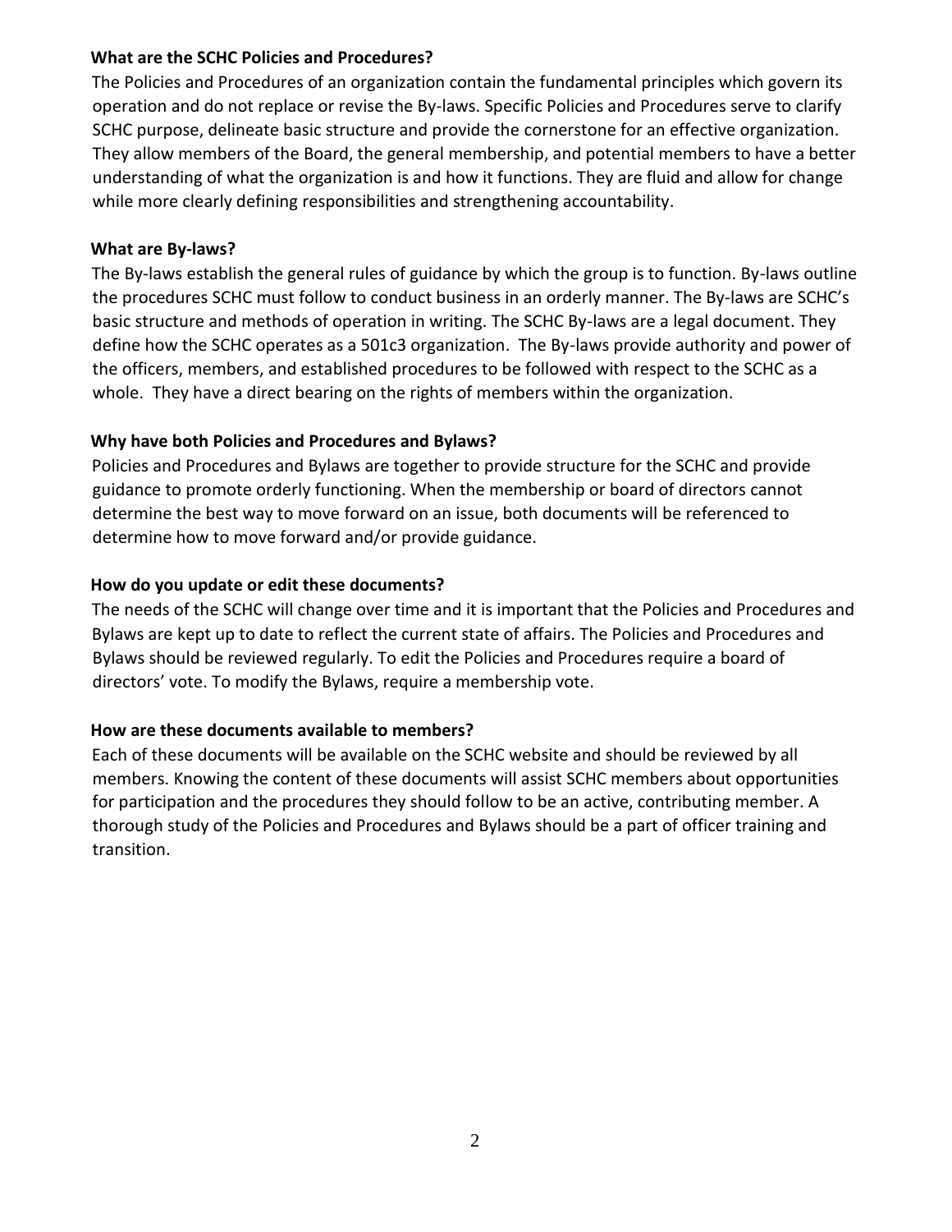**What are the SCHC Policies and Procedures?**

The Policies and Procedures of an organization contain the fundamental principles which govern its operation and do not replace or revise the By-laws. Specific Policies and Procedures serve to clarify SCHC purpose, delineate basic structure and provide the cornerstone for an effective organization. They allow members of the Board, the general membership, and potential members to have a better understanding of what the organization is and how it functions. They are fluid and allow for change while more clearly defining responsibilities and strengthening accountability.

**What are By-laws?**

The By-laws establish the general rules of guidance by which the group is to function. By-laws outline the procedures SCHC must follow to conduct business in an orderly manner. The By-laws are SCHC's basic structure and methods of operation in writing. The SCHC By-laws are a legal document. They define how the SCHC operates as a 501c3 organization. The By-laws provide authority and power of the officers, members, and established procedures to be followed with respect to the SCHC as a whole. They have a direct bearing on the rights of members within the organization.

**Why have both Policies and Procedures and Bylaws?**

Policies and Procedures and Bylaws are together to provide structure for the SCHC and provide guidance to promote orderly functioning. When the membership or board of directors cannot determine the best way to move forward on an issue, both documents will be referenced to determine how to move forward and/or provide guidance.

**How do you update or edit these documents?**

The needs of the SCHC will change over time and it is important that the Policies and Procedures and Bylaws are kept up to date to reflect the current state of affairs. The Policies and Procedures and Bylaws should be reviewed regularly. To edit the Policies and Procedures require a board of directors' vote. To modify the Bylaws, require a membership vote.

**How are these documents available to members?**

Each of these documents will be available on the SCHC website and should be reviewed by all members. Knowing the content of these documents will assist SCHC members about opportunities for participation and the procedures they should follow to be an active, contributing member. A thorough study of the Policies and Procedures and Bylaws should be a part of officer training and transition.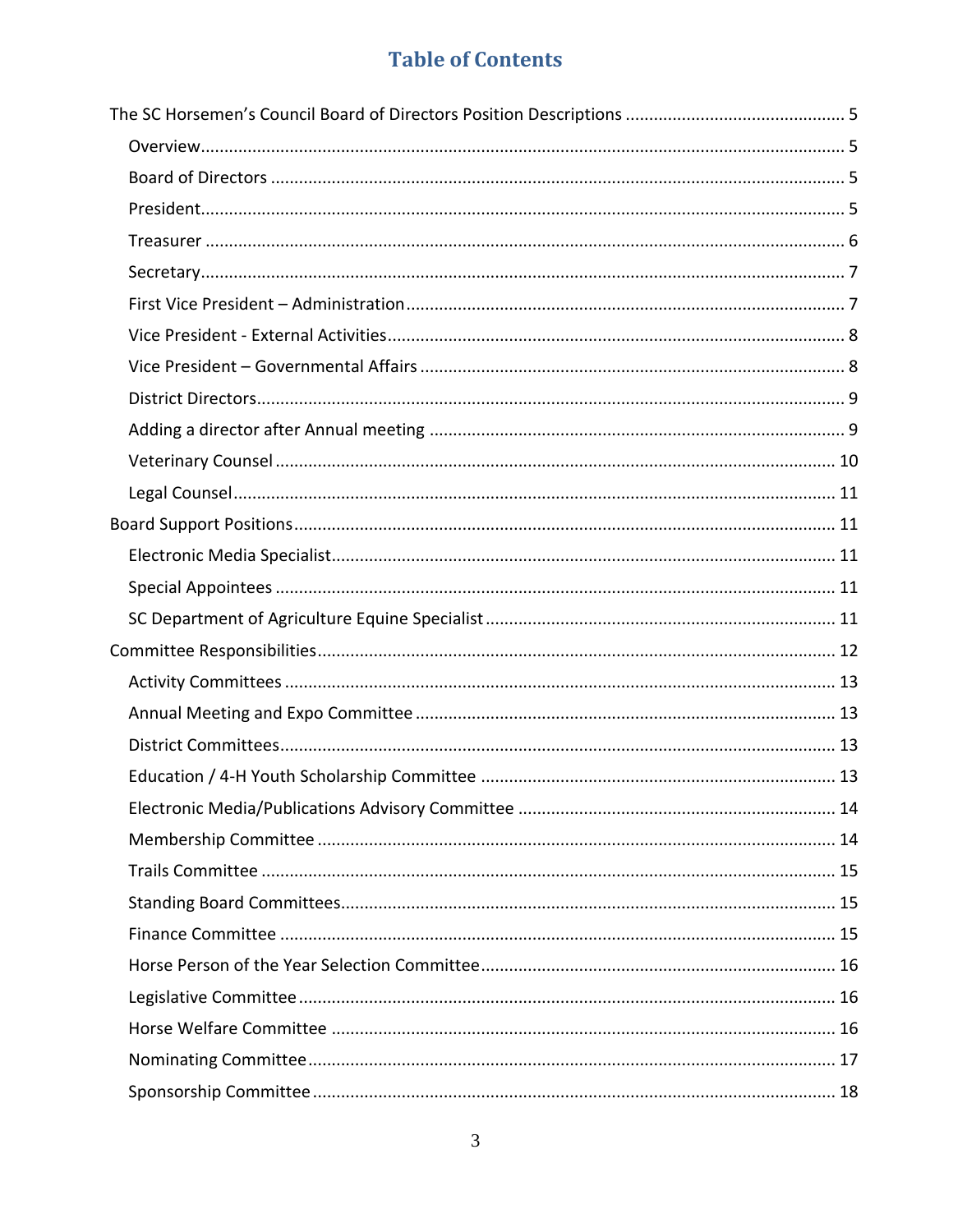# Table of Contents

- The SC Horsemen's Council Board of Directors Position Descriptions ..... 5
  - Overview ..... 5
  - Board of Directors ..... 5
  - President ..... 5
  - Treasurer ..... 6
  - Secretary ..... 7
  - First Vice President – Administration ..... 7
  - Vice President - External Activities ..... 8
  - Vice President – Governmental Affairs ..... 8
  - District Directors ..... 9
  - Adding a director after Annual meeting ..... 9
  - Veterinary Counsel ..... 10
  - Legal Counsel ..... 11
- Board Support Positions ..... 11
  - Electronic Media Specialist ..... 11
  - Special Appointees ..... 11
  - SC Department of Agriculture Equine Specialist ..... 11
- Committee Responsibilities ..... 12
  - Activity Committees ..... 13
  - Annual Meeting and Expo Committee ..... 13
  - District Committees ..... 13
  - Education / 4-H Youth Scholarship Committee ..... 13
  - Electronic Media/Publications Advisory Committee ..... 14
  - Membership Committee ..... 14
  - Trails Committee ..... 15
  - Standing Board Committees ..... 15
  - Finance Committee ..... 15
  - Horse Person of the Year Selection Committee ..... 16
  - Legislative Committee ..... 16
  - Horse Welfare Committee ..... 16
  - Nominating Committee ..... 17
  - Sponsorship Committee ..... 18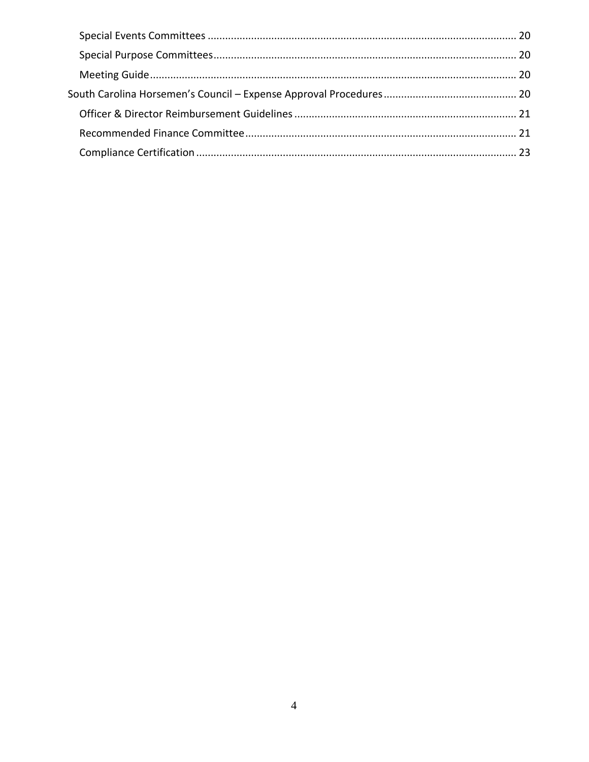- Special Events Committees ........................................................................................................ 20
- Special Purpose Committees ...................................................................................................... 20
- Meeting Guide ............................................................................................................................ 20

South Carolina Horsemen's Council – Expense Approval Procedures ............................................ 20

- Officer & Director Reimbursement Guidelines ........................................................................... 21
- Recommended Finance Committee ............................................................................................ 21
- Compliance Certification ............................................................................................................ 23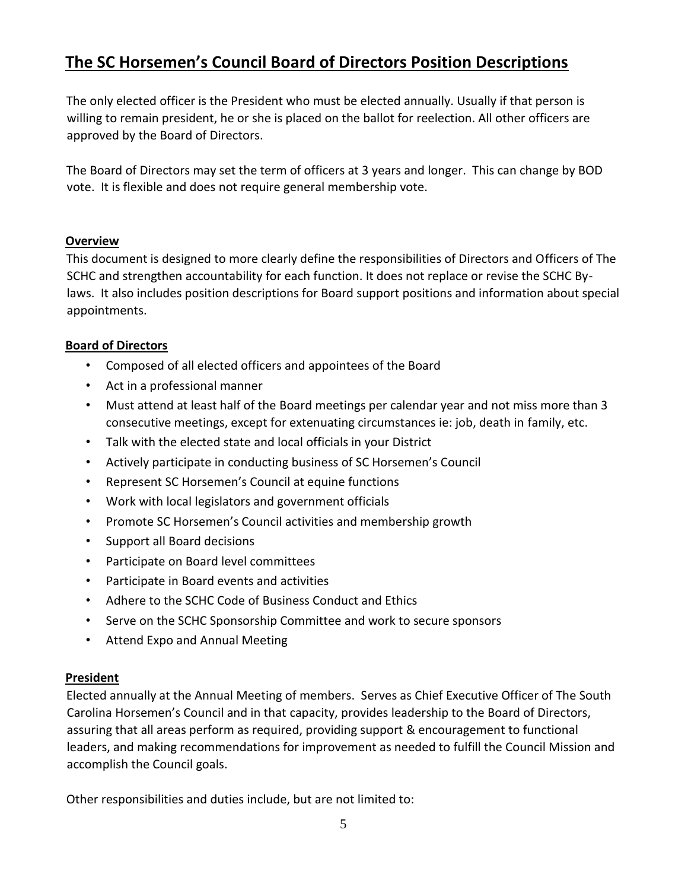# The SC Horsemen's Council Board of Directors Position Descriptions

The only elected officer is the President who must be elected annually. Usually if that person is willing to remain president, he or she is placed on the ballot for reelection. All other officers are approved by the Board of Directors.

The Board of Directors may set the term of officers at 3 years and longer. This can change by BOD vote. It is flexible and does not require general membership vote.

## Overview

This document is designed to more clearly define the responsibilities of Directors and Officers of The SCHC and strengthen accountability for each function. It does not replace or revise the SCHC By-laws. It also includes position descriptions for Board support positions and information about special appointments.

## Board of Directors

- Composed of all elected officers and appointees of the Board
- Act in a professional manner
- Must attend at least half of the Board meetings per calendar year and not miss more than 3 consecutive meetings, except for extenuating circumstances ie: job, death in family, etc.
- Talk with the elected state and local officials in your District
- Actively participate in conducting business of SC Horsemen's Council
- Represent SC Horsemen's Council at equine functions
- Work with local legislators and government officials
- Promote SC Horsemen's Council activities and membership growth
- Support all Board decisions
- Participate on Board level committees
- Participate in Board events and activities
- Adhere to the SCHC Code of Business Conduct and Ethics
- Serve on the SCHC Sponsorship Committee and work to secure sponsors
- Attend Expo and Annual Meeting

## President

Elected annually at the Annual Meeting of members. Serves as Chief Executive Officer of The South Carolina Horsemen's Council and in that capacity, provides leadership to the Board of Directors, assuring that all areas perform as required, providing support & encouragement to functional leaders, and making recommendations for improvement as needed to fulfill the Council Mission and accomplish the Council goals.

Other responsibilities and duties include, but are not limited to: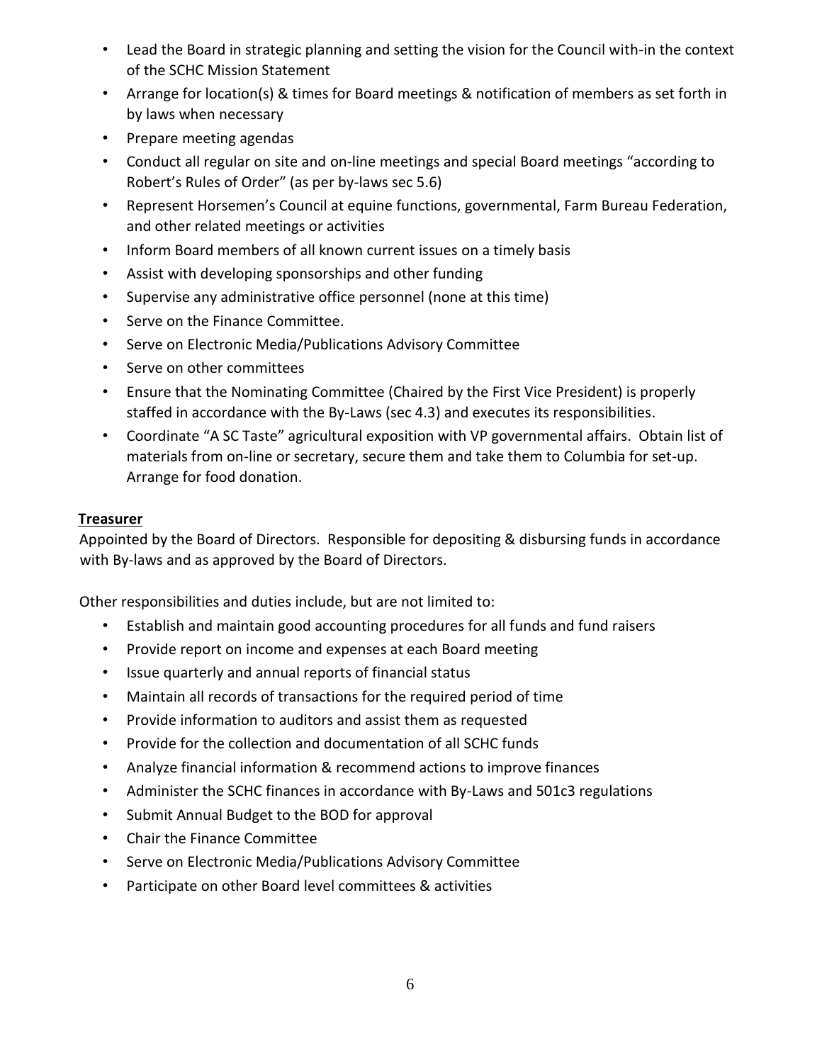- Lead the Board in strategic planning and setting the vision for the Council with-in the context of the SCHC Mission Statement
- Arrange for location(s) & times for Board meetings & notification of members as set forth in by laws when necessary
- Prepare meeting agendas
- Conduct all regular on site and on-line meetings and special Board meetings "according to Robert's Rules of Order" (as per by-laws sec 5.6)
- Represent Horsemen's Council at equine functions, governmental, Farm Bureau Federation, and other related meetings or activities
- Inform Board members of all known current issues on a timely basis
- Assist with developing sponsorships and other funding
- Supervise any administrative office personnel (none at this time)
- Serve on the Finance Committee.
- Serve on Electronic Media/Publications Advisory Committee
- Serve on other committees
- Ensure that the Nominating Committee (Chaired by the First Vice President) is properly staffed in accordance with the By-Laws (sec 4.3) and executes its responsibilities.
- Coordinate "A SC Taste" agricultural exposition with VP governmental affairs. Obtain list of materials from on-line or secretary, secure them and take them to Columbia for set-up. Arrange for food donation.

**Treasurer**

Appointed by the Board of Directors. Responsible for depositing & disbursing funds in accordance with By-laws and as approved by the Board of Directors.

Other responsibilities and duties include, but are not limited to:

- Establish and maintain good accounting procedures for all funds and fund raisers
- Provide report on income and expenses at each Board meeting
- Issue quarterly and annual reports of financial status
- Maintain all records of transactions for the required period of time
- Provide information to auditors and assist them as requested
- Provide for the collection and documentation of all SCHC funds
- Analyze financial information & recommend actions to improve finances
- Administer the SCHC finances in accordance with By-Laws and 501c3 regulations
- Submit Annual Budget to the BOD for approval
- Chair the Finance Committee
- Serve on Electronic Media/Publications Advisory Committee
- Participate on other Board level committees & activities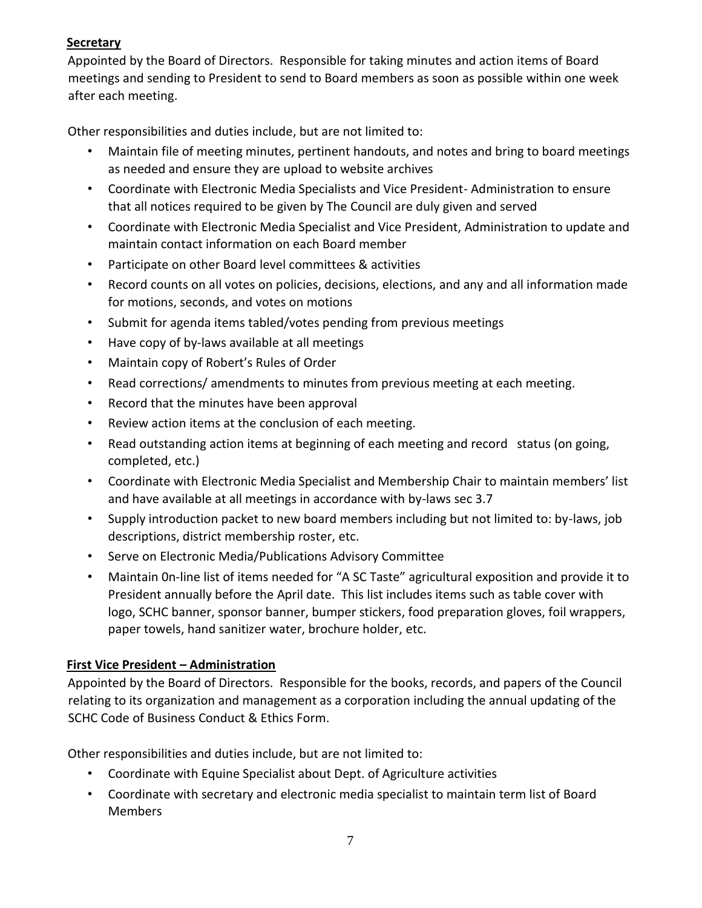**Secretary**

Appointed by the Board of Directors. Responsible for taking minutes and action items of Board meetings and sending to President to send to Board members as soon as possible within one week after each meeting.

Other responsibilities and duties include, but are not limited to:

- Maintain file of meeting minutes, pertinent handouts, and notes and bring to board meetings as needed and ensure they are upload to website archives
- Coordinate with Electronic Media Specialists and Vice President- Administration to ensure that all notices required to be given by The Council are duly given and served
- Coordinate with Electronic Media Specialist and Vice President, Administration to update and maintain contact information on each Board member
- Participate on other Board level committees & activities
- Record counts on all votes on policies, decisions, elections, and any and all information made for motions, seconds, and votes on motions
- Submit for agenda items tabled/votes pending from previous meetings
- Have copy of by-laws available at all meetings
- Maintain copy of Robert's Rules of Order
- Read corrections/ amendments to minutes from previous meeting at each meeting.
- Record that the minutes have been approval
- Review action items at the conclusion of each meeting.
- Read outstanding action items at beginning of each meeting and record status (on going, completed, etc.)
- Coordinate with Electronic Media Specialist and Membership Chair to maintain members' list and have available at all meetings in accordance with by-laws sec 3.7
- Supply introduction packet to new board members including but not limited to: by-laws, job descriptions, district membership roster, etc.
- Serve on Electronic Media/Publications Advisory Committee
- Maintain 0n-line list of items needed for "A SC Taste" agricultural exposition and provide it to President annually before the April date. This list includes items such as table cover with logo, SCHC banner, sponsor banner, bumper stickers, food preparation gloves, foil wrappers, paper towels, hand sanitizer water, brochure holder, etc.

**First Vice President – Administration**

Appointed by the Board of Directors. Responsible for the books, records, and papers of the Council relating to its organization and management as a corporation including the annual updating of the SCHC Code of Business Conduct & Ethics Form.

Other responsibilities and duties include, but are not limited to:

- Coordinate with Equine Specialist about Dept. of Agriculture activities
- Coordinate with secretary and electronic media specialist to maintain term list of Board Members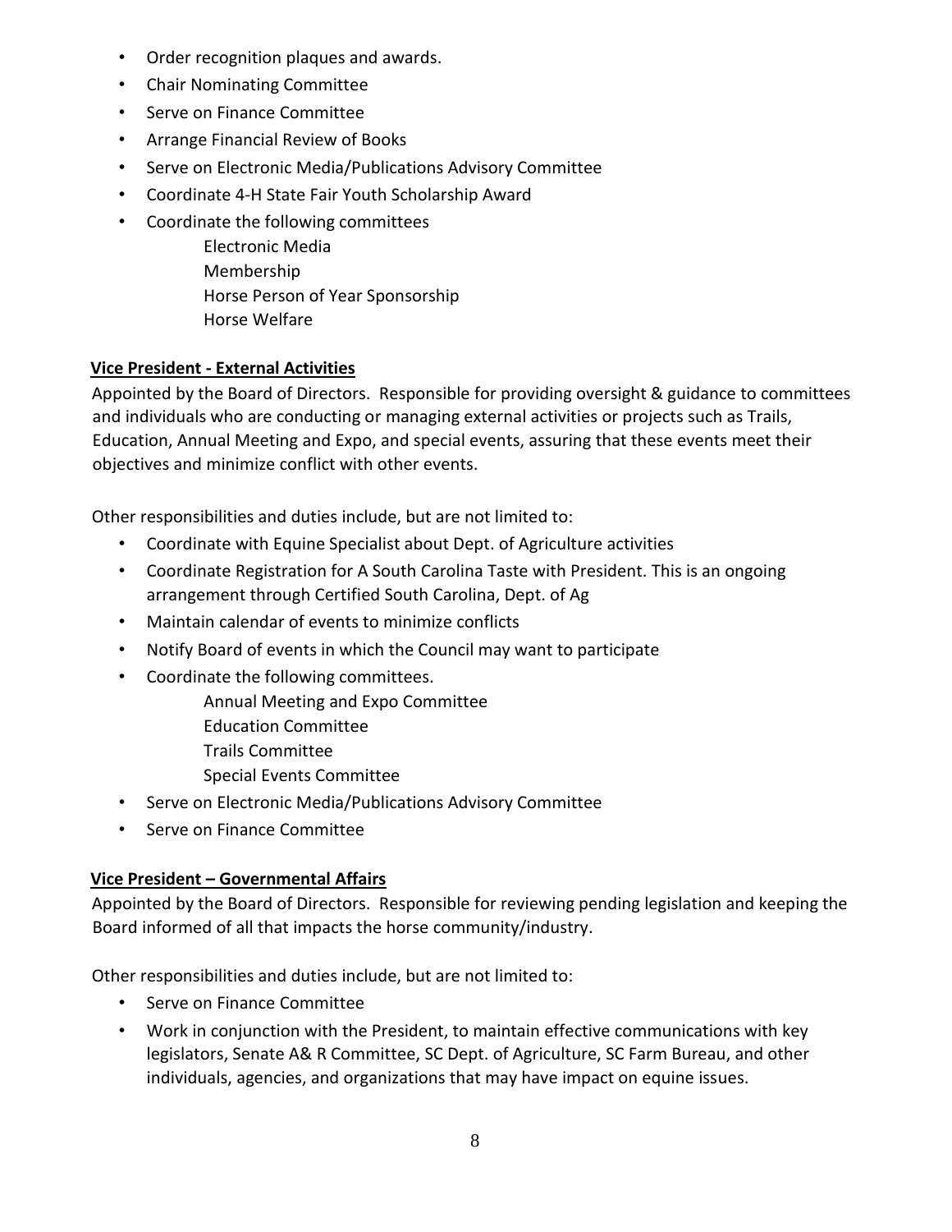- Order recognition plaques and awards.
- Chair Nominating Committee
- Serve on Finance Committee
- Arrange Financial Review of Books
- Serve on Electronic Media/Publications Advisory Committee
- Coordinate 4-H State Fair Youth Scholarship Award
- Coordinate the following committees
  - Electronic Media
  - Membership
  - Horse Person of Year Sponsorship
  - Horse Welfare

**Vice President - External Activities**

Appointed by the Board of Directors. Responsible for providing oversight & guidance to committees and individuals who are conducting or managing external activities or projects such as Trails, Education, Annual Meeting and Expo, and special events, assuring that these events meet their objectives and minimize conflict with other events.

Other responsibilities and duties include, but are not limited to:

- Coordinate with Equine Specialist about Dept. of Agriculture activities
- Coordinate Registration for A South Carolina Taste with President. This is an ongoing arrangement through Certified South Carolina, Dept. of Ag
- Maintain calendar of events to minimize conflicts
- Notify Board of events in which the Council may want to participate
- Coordinate the following committees.
  - Annual Meeting and Expo Committee
  - Education Committee
  - Trails Committee
  - Special Events Committee
- Serve on Electronic Media/Publications Advisory Committee
- Serve on Finance Committee

**Vice President – Governmental Affairs**

Appointed by the Board of Directors. Responsible for reviewing pending legislation and keeping the Board informed of all that impacts the horse community/industry.

Other responsibilities and duties include, but are not limited to:

- Serve on Finance Committee
- Work in conjunction with the President, to maintain effective communications with key legislators, Senate A& R Committee, SC Dept. of Agriculture, SC Farm Bureau, and other individuals, agencies, and organizations that may have impact on equine issues.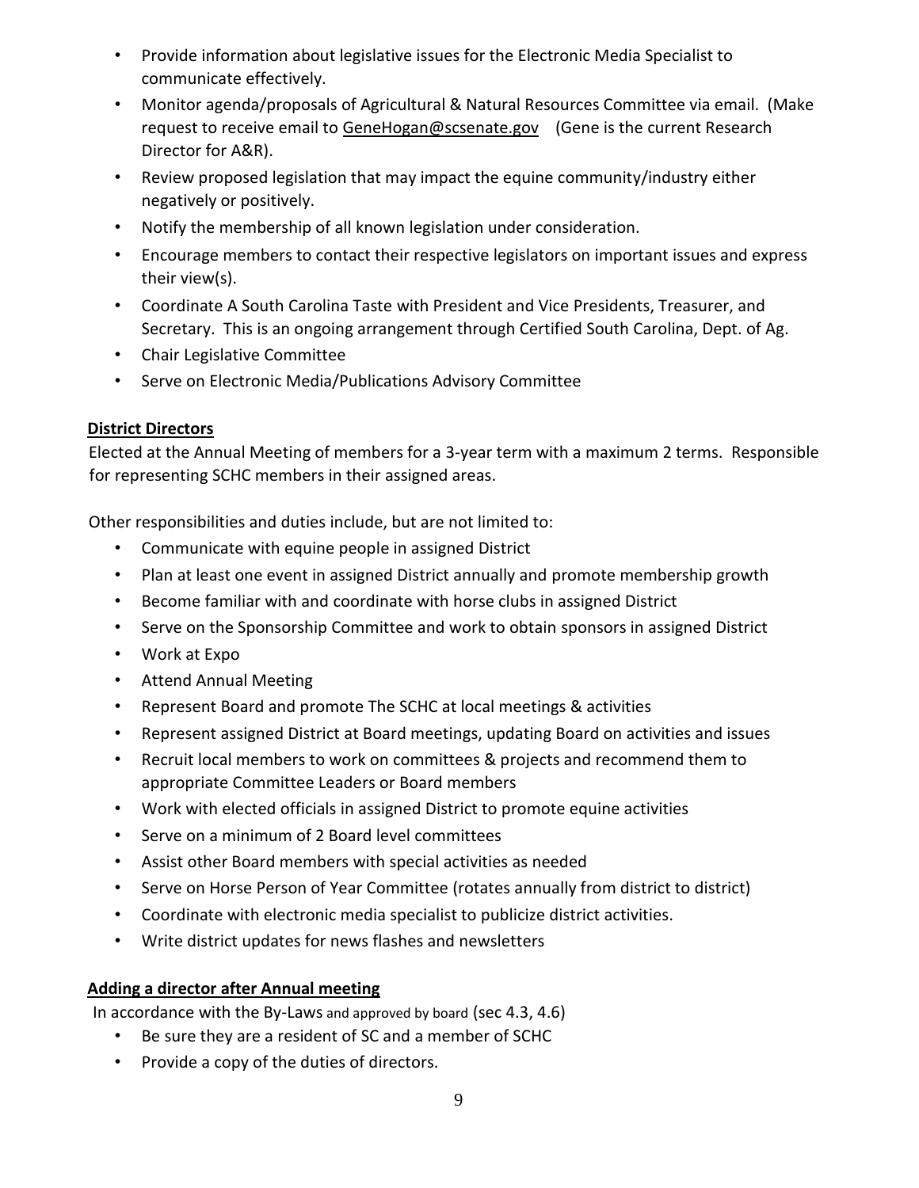- Provide information about legislative issues for the Electronic Media Specialist to communicate effectively.
- Monitor agenda/proposals of Agricultural & Natural Resources Committee via email. (Make request to receive email to GeneHogan@scsenate.gov (Gene is the current Research Director for A&R).
- Review proposed legislation that may impact the equine community/industry either negatively or positively.
- Notify the membership of all known legislation under consideration.
- Encourage members to contact their respective legislators on important issues and express their view(s).
- Coordinate A South Carolina Taste with President and Vice Presidents, Treasurer, and Secretary. This is an ongoing arrangement through Certified South Carolina, Dept. of Ag.
- Chair Legislative Committee
- Serve on Electronic Media/Publications Advisory Committee

**District Directors**

Elected at the Annual Meeting of members for a 3-year term with a maximum 2 terms. Responsible for representing SCHC members in their assigned areas.

Other responsibilities and duties include, but are not limited to:

- Communicate with equine people in assigned District
- Plan at least one event in assigned District annually and promote membership growth
- Become familiar with and coordinate with horse clubs in assigned District
- Serve on the Sponsorship Committee and work to obtain sponsors in assigned District
- Work at Expo
- Attend Annual Meeting
- Represent Board and promote The SCHC at local meetings & activities
- Represent assigned District at Board meetings, updating Board on activities and issues
- Recruit local members to work on committees & projects and recommend them to appropriate Committee Leaders or Board members
- Work with elected officials in assigned District to promote equine activities
- Serve on a minimum of 2 Board level committees
- Assist other Board members with special activities as needed
- Serve on Horse Person of Year Committee (rotates annually from district to district)
- Coordinate with electronic media specialist to publicize district activities.
- Write district updates for news flashes and newsletters

**Adding a director after Annual meeting**

In accordance with the By-Laws and approved by board (sec 4.3, 4.6)

- Be sure they are a resident of SC and a member of SCHC
- Provide a copy of the duties of directors.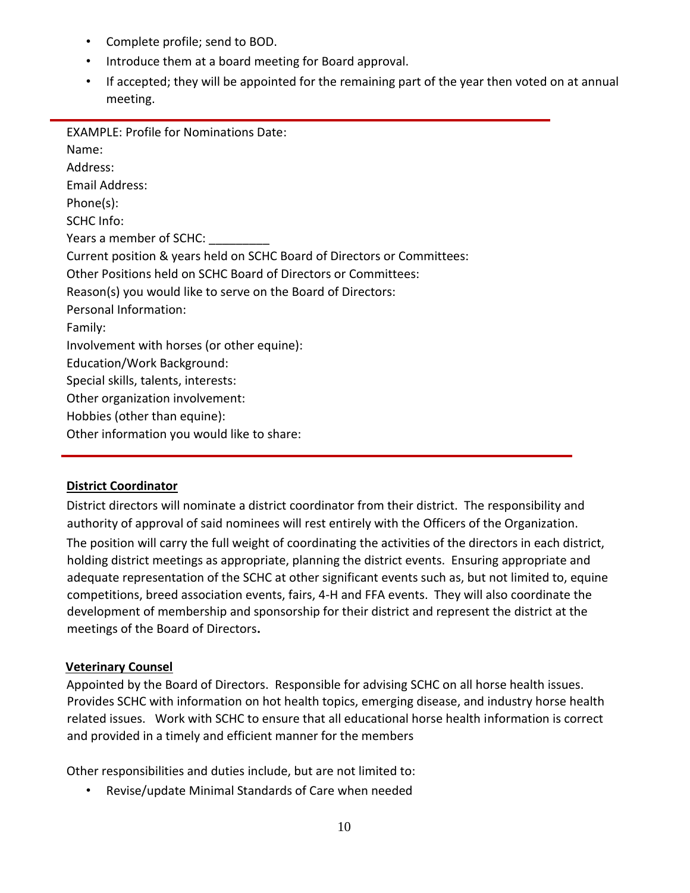- Complete profile; send to BOD.
- Introduce them at a board meeting for Board approval.
- If accepted; they will be appointed for the remaining part of the year then voted on at annual meeting.

---

EXAMPLE: Profile for Nominations Date:
Name:
Address:
Email Address:
Phone(s):
SCHC Info:
Years a member of SCHC: _________
Current position & years held on SCHC Board of Directors or Committees:
Other Positions held on SCHC Board of Directors or Committees:
Reason(s) you would like to serve on the Board of Directors:
Personal Information:
Family:
Involvement with horses (or other equine):
Education/Work Background:
Special skills, talents, interests:
Other organization involvement:
Hobbies (other than equine):
Other information you would like to share:

---

**District Coordinator**

District directors will nominate a district coordinator from their district. The responsibility and authority of approval of said nominees will rest entirely with the Officers of the Organization. The position will carry the full weight of coordinating the activities of the directors in each district, holding district meetings as appropriate, planning the district events. Ensuring appropriate and adequate representation of the SCHC at other significant events such as, but not limited to, equine competitions, breed association events, fairs, 4-H and FFA events. They will also coordinate the development of membership and sponsorship for their district and represent the district at the meetings of the Board of Directors**.**

**Veterinary Counsel**

Appointed by the Board of Directors. Responsible for advising SCHC on all horse health issues. Provides SCHC with information on hot health topics, emerging disease, and industry horse health related issues. Work with SCHC to ensure that all educational horse health information is correct and provided in a timely and efficient manner for the members

Other responsibilities and duties include, but are not limited to:

- Revise/update Minimal Standards of Care when needed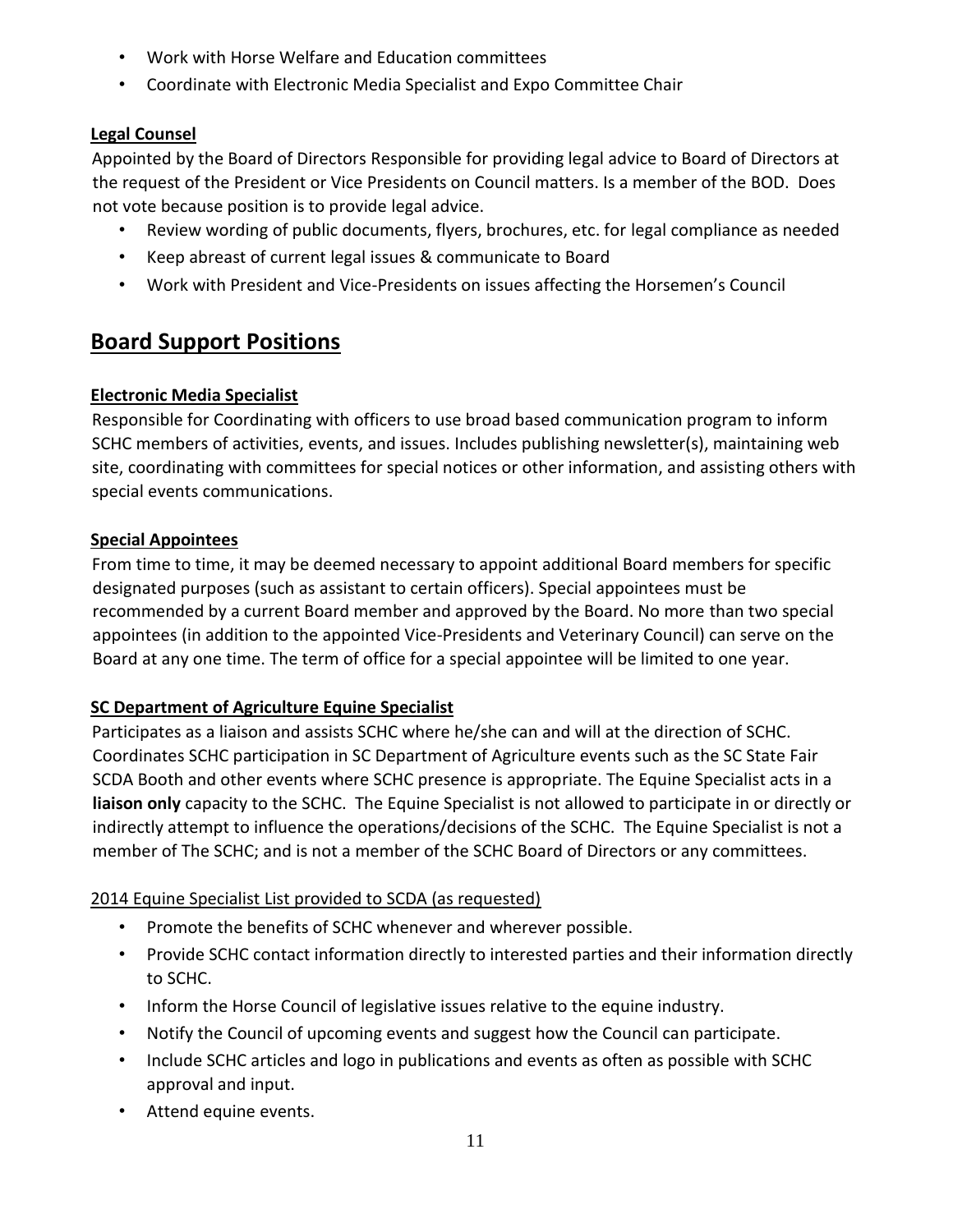- Work with Horse Welfare and Education committees
- Coordinate with Electronic Media Specialist and Expo Committee Chair

**Legal Counsel**

Appointed by the Board of Directors Responsible for providing legal advice to Board of Directors at the request of the President or Vice Presidents on Council matters. Is a member of the BOD. Does not vote because position is to provide legal advice.

- Review wording of public documents, flyers, brochures, etc. for legal compliance as needed
- Keep abreast of current legal issues & communicate to Board
- Work with President and Vice-Presidents on issues affecting the Horsemen's Council

## Board Support Positions

**Electronic Media Specialist**

Responsible for Coordinating with officers to use broad based communication program to inform SCHC members of activities, events, and issues. Includes publishing newsletter(s), maintaining web site, coordinating with committees for special notices or other information, and assisting others with special events communications.

**Special Appointees**

From time to time, it may be deemed necessary to appoint additional Board members for specific designated purposes (such as assistant to certain officers). Special appointees must be recommended by a current Board member and approved by the Board. No more than two special appointees (in addition to the appointed Vice-Presidents and Veterinary Council) can serve on the Board at any one time. The term of office for a special appointee will be limited to one year.

**SC Department of Agriculture Equine Specialist**

Participates as a liaison and assists SCHC where he/she can and will at the direction of SCHC. Coordinates SCHC participation in SC Department of Agriculture events such as the SC State Fair SCDA Booth and other events where SCHC presence is appropriate. The Equine Specialist acts in a **liaison only** capacity to the SCHC. The Equine Specialist is not allowed to participate in or directly or indirectly attempt to influence the operations/decisions of the SCHC. The Equine Specialist is not a member of The SCHC; and is not a member of the SCHC Board of Directors or any committees.

2014 Equine Specialist List provided to SCDA (as requested)

- Promote the benefits of SCHC whenever and wherever possible.
- Provide SCHC contact information directly to interested parties and their information directly to SCHC.
- Inform the Horse Council of legislative issues relative to the equine industry.
- Notify the Council of upcoming events and suggest how the Council can participate.
- Include SCHC articles and logo in publications and events as often as possible with SCHC approval and input.
- Attend equine events.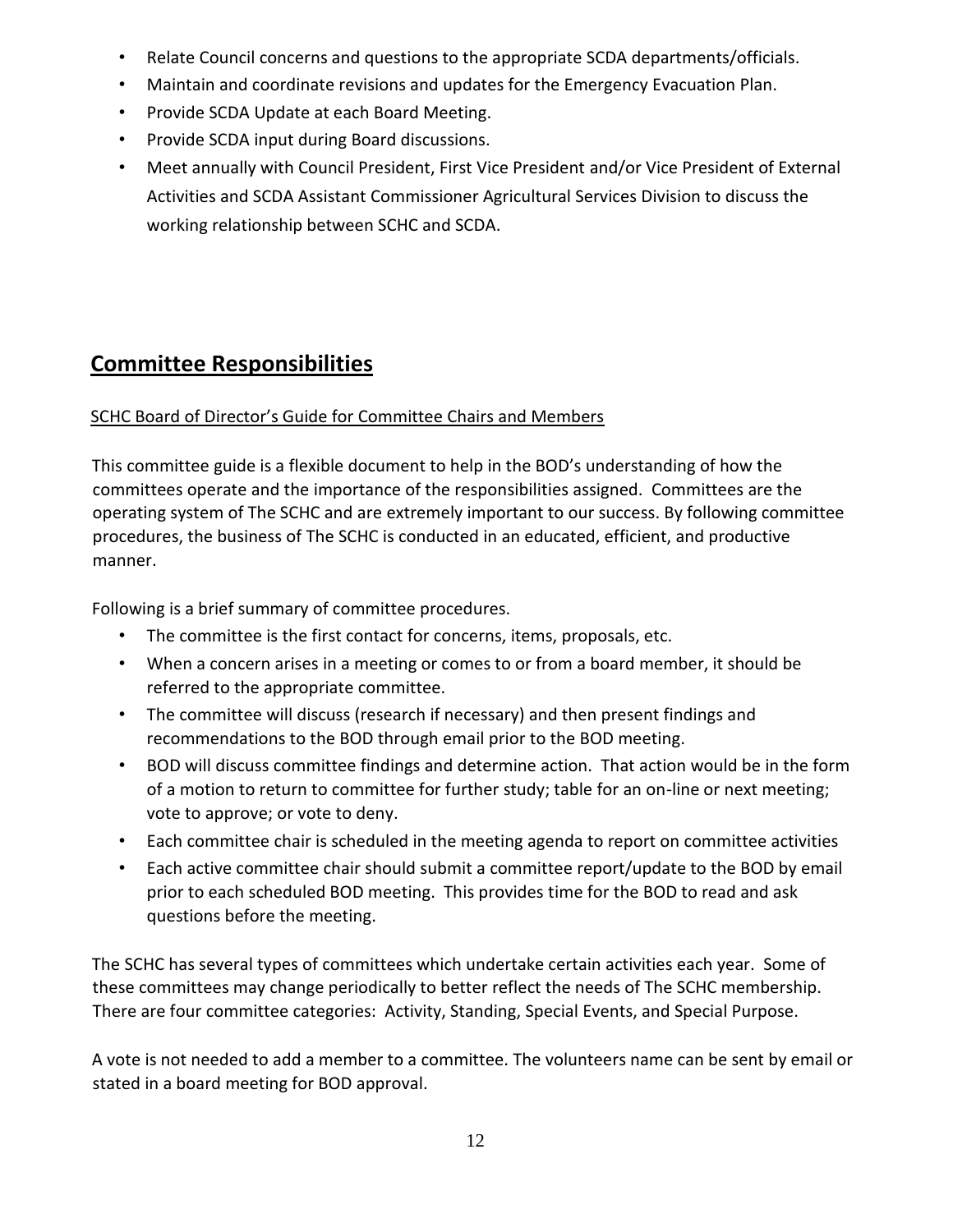- Relate Council concerns and questions to the appropriate SCDA departments/officials.
- Maintain and coordinate revisions and updates for the Emergency Evacuation Plan.
- Provide SCDA Update at each Board Meeting.
- Provide SCDA input during Board discussions.
- Meet annually with Council President, First Vice President and/or Vice President of External Activities and SCDA Assistant Commissioner Agricultural Services Division to discuss the working relationship between SCHC and SCDA.

## Committee Responsibilities

SCHC Board of Director's Guide for Committee Chairs and Members

This committee guide is a flexible document to help in the BOD's understanding of how the committees operate and the importance of the responsibilities assigned. Committees are the operating system of The SCHC and are extremely important to our success. By following committee procedures, the business of The SCHC is conducted in an educated, efficient, and productive manner.

Following is a brief summary of committee procedures.

- The committee is the first contact for concerns, items, proposals, etc.
- When a concern arises in a meeting or comes to or from a board member, it should be referred to the appropriate committee.
- The committee will discuss (research if necessary) and then present findings and recommendations to the BOD through email prior to the BOD meeting.
- BOD will discuss committee findings and determine action. That action would be in the form of a motion to return to committee for further study; table for an on-line or next meeting; vote to approve; or vote to deny.
- Each committee chair is scheduled in the meeting agenda to report on committee activities
- Each active committee chair should submit a committee report/update to the BOD by email prior to each scheduled BOD meeting. This provides time for the BOD to read and ask questions before the meeting.

The SCHC has several types of committees which undertake certain activities each year. Some of these committees may change periodically to better reflect the needs of The SCHC membership. There are four committee categories: Activity, Standing, Special Events, and Special Purpose.

A vote is not needed to add a member to a committee. The volunteers name can be sent by email or stated in a board meeting for BOD approval.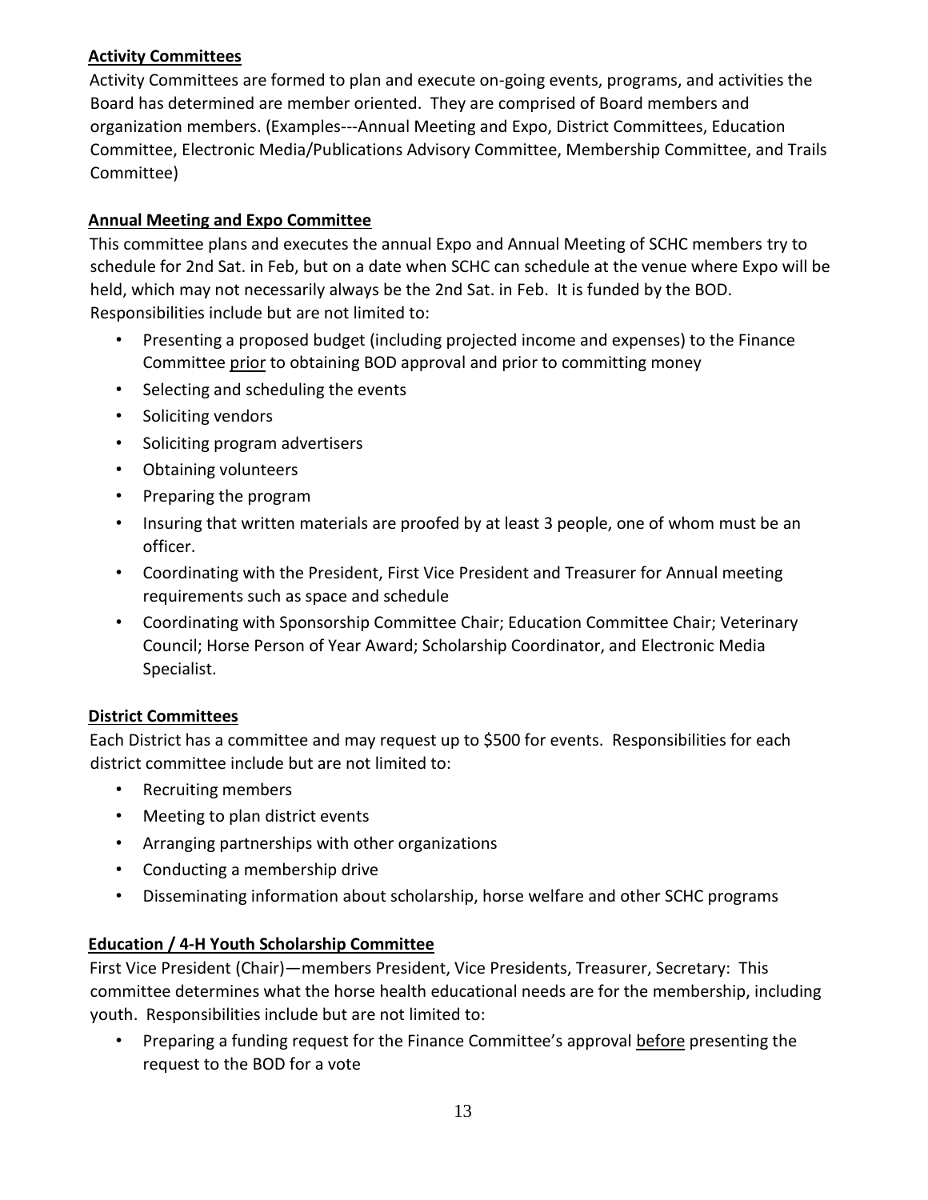**Activity Committees**

Activity Committees are formed to plan and execute on-going events, programs, and activities the Board has determined are member oriented. They are comprised of Board members and organization members. (Examples---Annual Meeting and Expo, District Committees, Education Committee, Electronic Media/Publications Advisory Committee, Membership Committee, and Trails Committee)

**Annual Meeting and Expo Committee**

This committee plans and executes the annual Expo and Annual Meeting of SCHC members try to schedule for 2nd Sat. in Feb, but on a date when SCHC can schedule at the venue where Expo will be held, which may not necessarily always be the 2nd Sat. in Feb. It is funded by the BOD. Responsibilities include but are not limited to:

- Presenting a proposed budget (including projected income and expenses) to the Finance Committee prior to obtaining BOD approval and prior to committing money
- Selecting and scheduling the events
- Soliciting vendors
- Soliciting program advertisers
- Obtaining volunteers
- Preparing the program
- Insuring that written materials are proofed by at least 3 people, one of whom must be an officer.
- Coordinating with the President, First Vice President and Treasurer for Annual meeting requirements such as space and schedule
- Coordinating with Sponsorship Committee Chair; Education Committee Chair; Veterinary Council; Horse Person of Year Award; Scholarship Coordinator, and Electronic Media Specialist.

**District Committees**

Each District has a committee and may request up to $500 for events. Responsibilities for each district committee include but are not limited to:

- Recruiting members
- Meeting to plan district events
- Arranging partnerships with other organizations
- Conducting a membership drive
- Disseminating information about scholarship, horse welfare and other SCHC programs

**Education / 4-H Youth Scholarship Committee**

First Vice President (Chair)—members President, Vice Presidents, Treasurer, Secretary: This committee determines what the horse health educational needs are for the membership, including youth. Responsibilities include but are not limited to:

- Preparing a funding request for the Finance Committee's approval before presenting the request to the BOD for a vote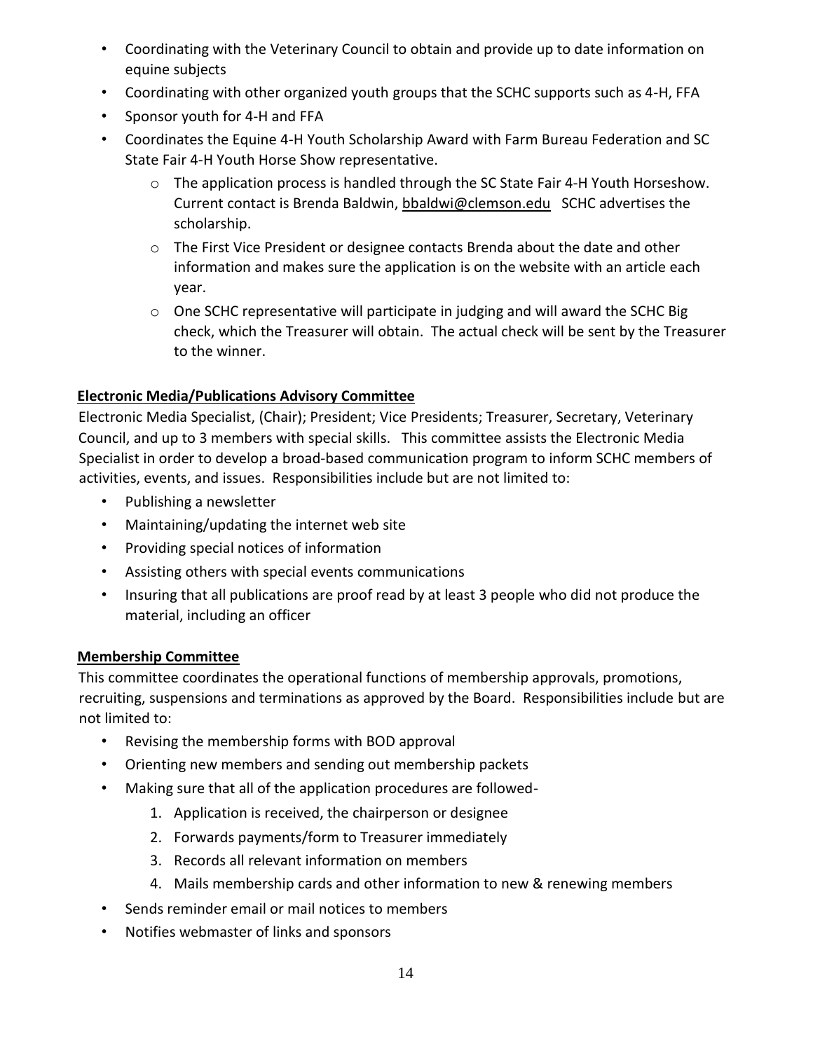- Coordinating with the Veterinary Council to obtain and provide up to date information on equine subjects
- Coordinating with other organized youth groups that the SCHC supports such as 4-H, FFA
- Sponsor youth for 4-H and FFA
- Coordinates the Equine 4-H Youth Scholarship Award with Farm Bureau Federation and SC State Fair 4-H Youth Horse Show representative.
  - The application process is handled through the SC State Fair 4-H Youth Horseshow. Current contact is Brenda Baldwin, bbaldwi@clemson.edu SCHC advertises the scholarship.
  - The First Vice President or designee contacts Brenda about the date and other information and makes sure the application is on the website with an article each year.
  - One SCHC representative will participate in judging and will award the SCHC Big check, which the Treasurer will obtain. The actual check will be sent by the Treasurer to the winner.

**Electronic Media/Publications Advisory Committee**

Electronic Media Specialist, (Chair); President; Vice Presidents; Treasurer, Secretary, Veterinary Council, and up to 3 members with special skills. This committee assists the Electronic Media Specialist in order to develop a broad-based communication program to inform SCHC members of activities, events, and issues. Responsibilities include but are not limited to:

- Publishing a newsletter
- Maintaining/updating the internet web site
- Providing special notices of information
- Assisting others with special events communications
- Insuring that all publications are proof read by at least 3 people who did not produce the material, including an officer

**Membership Committee**

This committee coordinates the operational functions of membership approvals, promotions, recruiting, suspensions and terminations as approved by the Board. Responsibilities include but are not limited to:

- Revising the membership forms with BOD approval
- Orienting new members and sending out membership packets
- Making sure that all of the application procedures are followed-
  1. Application is received, the chairperson or designee
  2. Forwards payments/form to Treasurer immediately
  3. Records all relevant information on members
  4. Mails membership cards and other information to new & renewing members
- Sends reminder email or mail notices to members
- Notifies webmaster of links and sponsors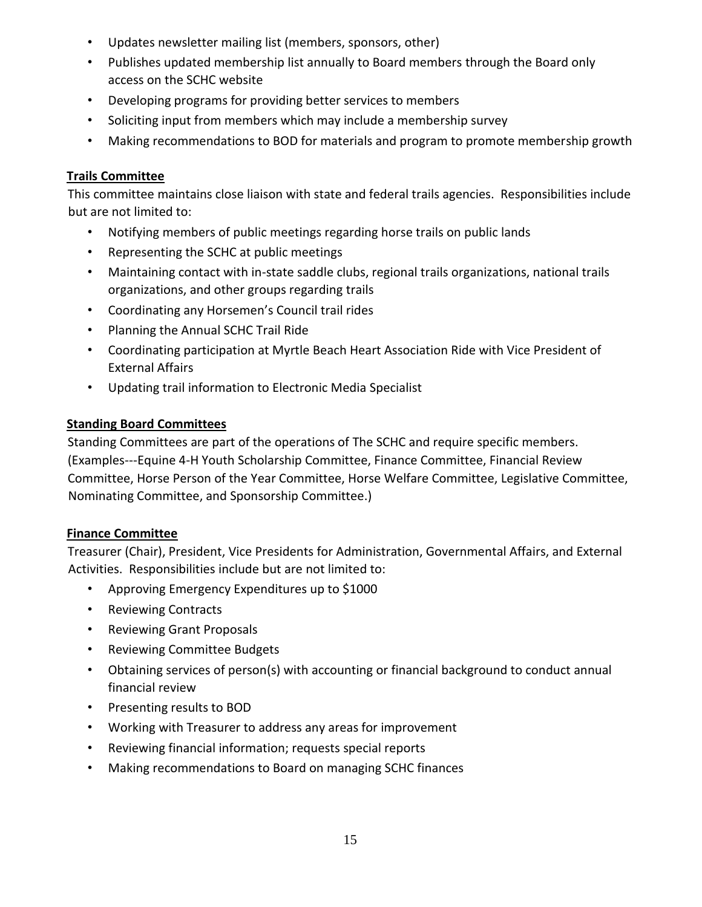- Updates newsletter mailing list (members, sponsors, other)
- Publishes updated membership list annually to Board members through the Board only access on the SCHC website
- Developing programs for providing better services to members
- Soliciting input from members which may include a membership survey
- Making recommendations to BOD for materials and program to promote membership growth

**Trails Committee**

This committee maintains close liaison with state and federal trails agencies. Responsibilities include but are not limited to:

- Notifying members of public meetings regarding horse trails on public lands
- Representing the SCHC at public meetings
- Maintaining contact with in-state saddle clubs, regional trails organizations, national trails organizations, and other groups regarding trails
- Coordinating any Horsemen's Council trail rides
- Planning the Annual SCHC Trail Ride
- Coordinating participation at Myrtle Beach Heart Association Ride with Vice President of External Affairs
- Updating trail information to Electronic Media Specialist

**Standing Board Committees**

Standing Committees are part of the operations of The SCHC and require specific members. (Examples---Equine 4-H Youth Scholarship Committee, Finance Committee, Financial Review Committee, Horse Person of the Year Committee, Horse Welfare Committee, Legislative Committee, Nominating Committee, and Sponsorship Committee.)

**Finance Committee**

Treasurer (Chair), President, Vice Presidents for Administration, Governmental Affairs, and External Activities. Responsibilities include but are not limited to:

- Approving Emergency Expenditures up to $1000
- Reviewing Contracts
- Reviewing Grant Proposals
- Reviewing Committee Budgets
- Obtaining services of person(s) with accounting or financial background to conduct annual financial review
- Presenting results to BOD
- Working with Treasurer to address any areas for improvement
- Reviewing financial information; requests special reports
- Making recommendations to Board on managing SCHC finances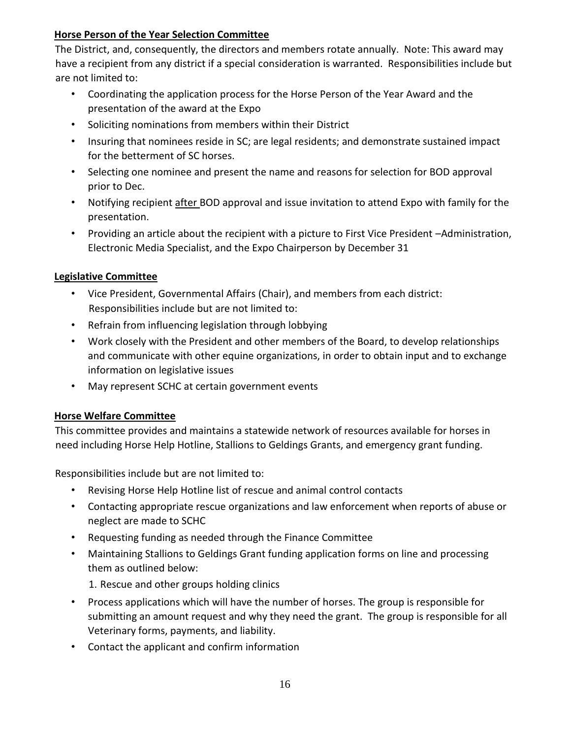**Horse Person of the Year Selection Committee**

The District, and, consequently, the directors and members rotate annually. Note: This award may have a recipient from any district if a special consideration is warranted. Responsibilities include but are not limited to:

- Coordinating the application process for the Horse Person of the Year Award and the presentation of the award at the Expo
- Soliciting nominations from members within their District
- Insuring that nominees reside in SC; are legal residents; and demonstrate sustained impact for the betterment of SC horses.
- Selecting one nominee and present the name and reasons for selection for BOD approval prior to Dec.
- Notifying recipient after BOD approval and issue invitation to attend Expo with family for the presentation.
- Providing an article about the recipient with a picture to First Vice President –Administration, Electronic Media Specialist, and the Expo Chairperson by December 31

**Legislative Committee**

- Vice President, Governmental Affairs (Chair), and members from each district: Responsibilities include but are not limited to:
- Refrain from influencing legislation through lobbying
- Work closely with the President and other members of the Board, to develop relationships and communicate with other equine organizations, in order to obtain input and to exchange information on legislative issues
- May represent SCHC at certain government events

**Horse Welfare Committee**

This committee provides and maintains a statewide network of resources available for horses in need including Horse Help Hotline, Stallions to Geldings Grants, and emergency grant funding.

Responsibilities include but are not limited to:

- Revising Horse Help Hotline list of rescue and animal control contacts
- Contacting appropriate rescue organizations and law enforcement when reports of abuse or neglect are made to SCHC
- Requesting funding as needed through the Finance Committee
- Maintaining Stallions to Geldings Grant funding application forms on line and processing them as outlined below:

  1. Rescue and other groups holding clinics

- Process applications which will have the number of horses. The group is responsible for submitting an amount request and why they need the grant. The group is responsible for all Veterinary forms, payments, and liability.
- Contact the applicant and confirm information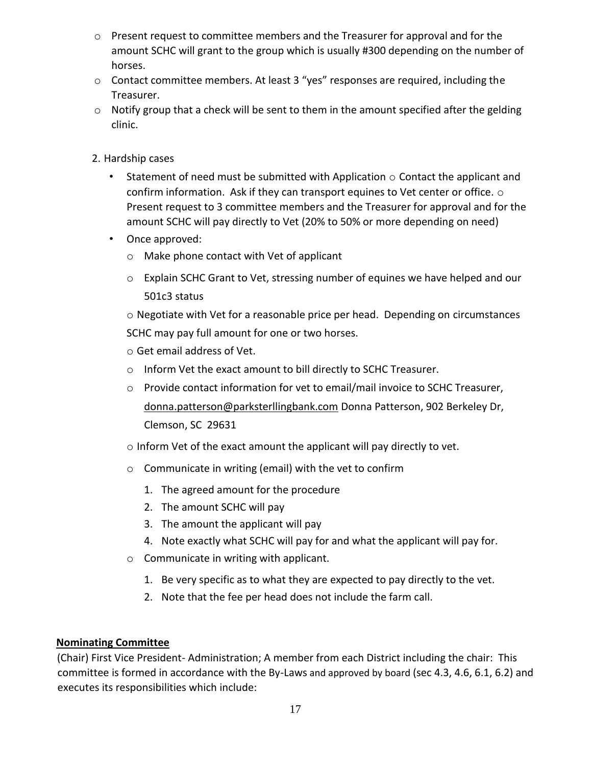- Present request to committee members and the Treasurer for approval and for the amount SCHC will grant to the group which is usually #300 depending on the number of horses.
- Contact committee members. At least 3 "yes" responses are required, including the Treasurer.
- Notify group that a check will be sent to them in the amount specified after the gelding clinic.

2. Hardship cases

- Statement of need must be submitted with Application ○ Contact the applicant and confirm information. Ask if they can transport equines to Vet center or office. ○ Present request to 3 committee members and the Treasurer for approval and for the amount SCHC will pay directly to Vet (20% to 50% or more depending on need)
- Once approved:
  - Make phone contact with Vet of applicant
  - Explain SCHC Grant to Vet, stressing number of equines we have helped and our 501c3 status
  - Negotiate with Vet for a reasonable price per head. Depending on circumstances SCHC may pay full amount for one or two horses.
  - Get email address of Vet.
  - Inform Vet the exact amount to bill directly to SCHC Treasurer.
  - Provide contact information for vet to email/mail invoice to SCHC Treasurer, donna.patterson@parksterllingbank.com Donna Patterson, 902 Berkeley Dr, Clemson, SC 29631
  - Inform Vet of the exact amount the applicant will pay directly to vet.
  - Communicate in writing (email) with the vet to confirm
    1. The agreed amount for the procedure
    2. The amount SCHC will pay
    3. The amount the applicant will pay
    4. Note exactly what SCHC will pay for and what the applicant will pay for.
  - Communicate in writing with applicant.
    1. Be very specific as to what they are expected to pay directly to the vet.
    2. Note that the fee per head does not include the farm call.

**Nominating Committee**

(Chair) First Vice President- Administration; A member from each District including the chair: This committee is formed in accordance with the By-Laws and approved by board (sec 4.3, 4.6, 6.1, 6.2) and executes its responsibilities which include: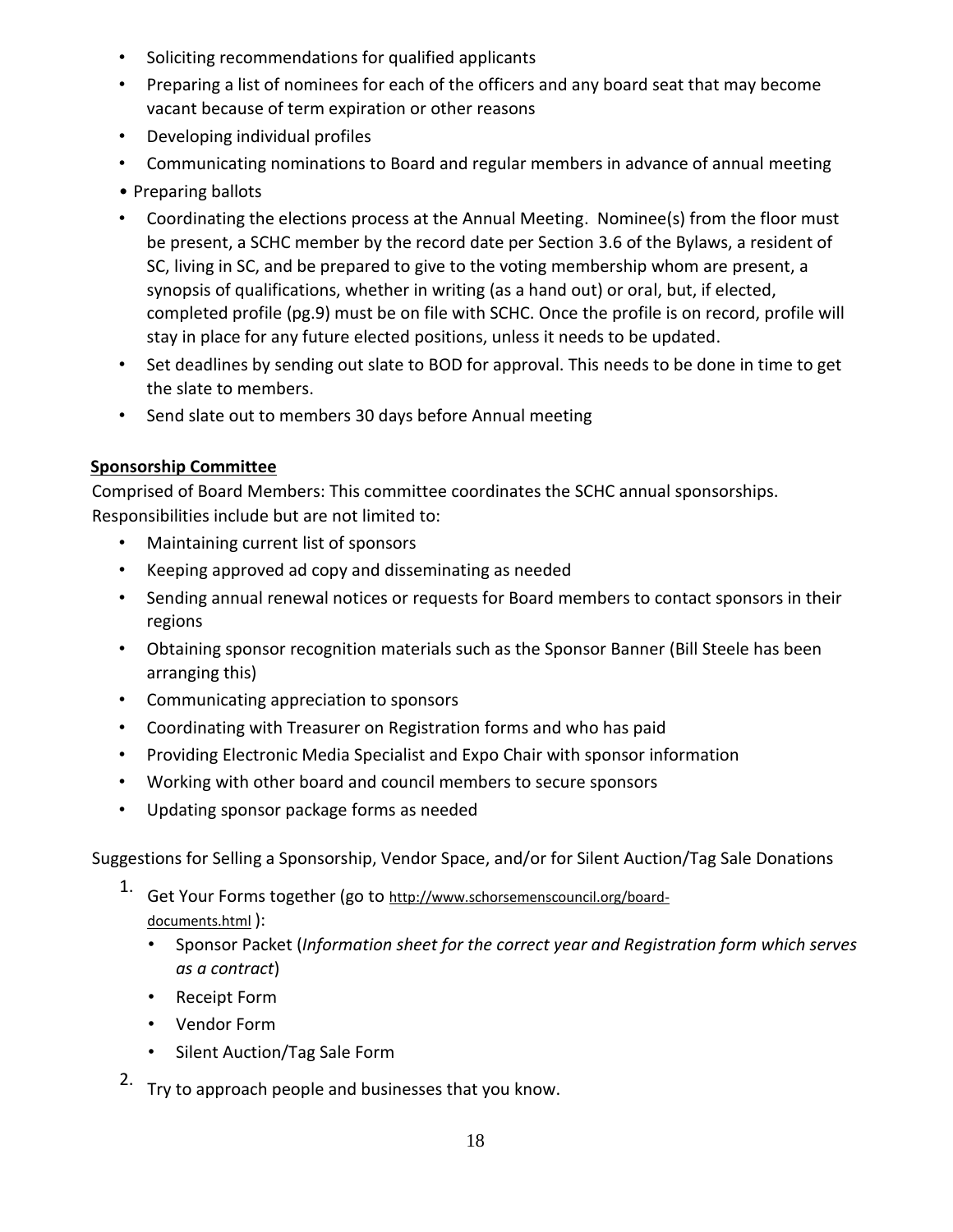- Soliciting recommendations for qualified applicants
- Preparing a list of nominees for each of the officers and any board seat that may become vacant because of term expiration or other reasons
- Developing individual profiles
- Communicating nominations to Board and regular members in advance of annual meeting
- Preparing ballots
- Coordinating the elections process at the Annual Meeting. Nominee(s) from the floor must be present, a SCHC member by the record date per Section 3.6 of the Bylaws, a resident of SC, living in SC, and be prepared to give to the voting membership whom are present, a synopsis of qualifications, whether in writing (as a hand out) or oral, but, if elected, completed profile (pg.9) must be on file with SCHC. Once the profile is on record, profile will stay in place for any future elected positions, unless it needs to be updated.
- Set deadlines by sending out slate to BOD for approval. This needs to be done in time to get the slate to members.
- Send slate out to members 30 days before Annual meeting

**Sponsorship Committee**

Comprised of Board Members: This committee coordinates the SCHC annual sponsorships. Responsibilities include but are not limited to:

- Maintaining current list of sponsors
- Keeping approved ad copy and disseminating as needed
- Sending annual renewal notices or requests for Board members to contact sponsors in their regions
- Obtaining sponsor recognition materials such as the Sponsor Banner (Bill Steele has been arranging this)
- Communicating appreciation to sponsors
- Coordinating with Treasurer on Registration forms and who has paid
- Providing Electronic Media Specialist and Expo Chair with sponsor information
- Working with other board and council members to secure sponsors
- Updating sponsor package forms as needed

Suggestions for Selling a Sponsorship, Vendor Space, and/or for Silent Auction/Tag Sale Donations

1. Get Your Forms together (go to http://www.schorsemenscouncil.org/board-documents.html ):
   - Sponsor Packet (*Information sheet for the correct year and Registration form which serves as a contract*)
   - Receipt Form
   - Vendor Form
   - Silent Auction/Tag Sale Form
2. Try to approach people and businesses that you know.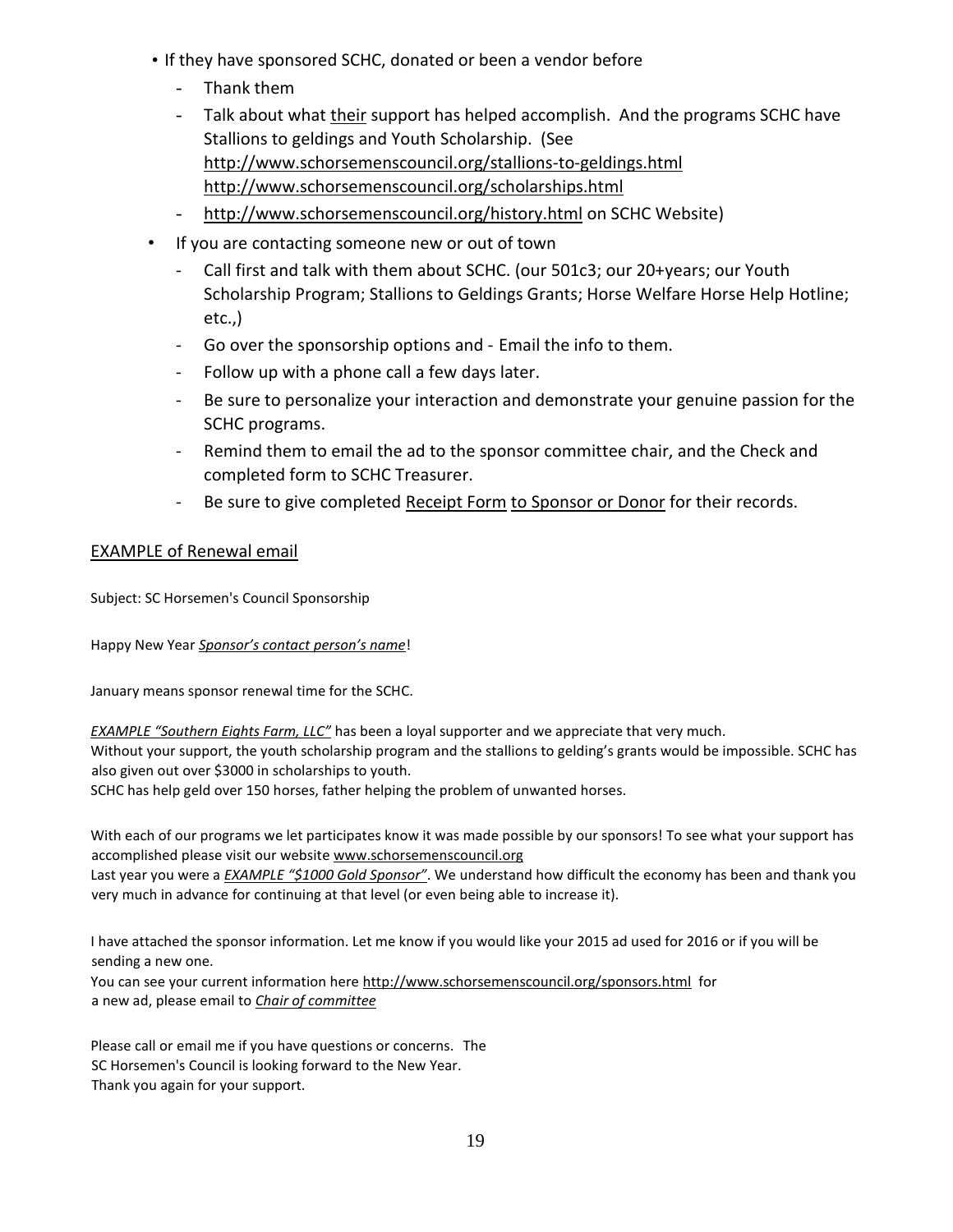- If they have sponsored SCHC, donated or been a vendor before
  - Thank them
  - Talk about what their support has helped accomplish. And the programs SCHC have Stallions to geldings and Youth Scholarship. (See http://www.schorsemenscouncil.org/stallions-to-geldings.html http://www.schorsemenscouncil.org/scholarships.html
  - http://www.schorsemenscouncil.org/history.html on SCHC Website)
- If you are contacting someone new or out of town
  - Call first and talk with them about SCHC. (our 501c3; our 20+years; our Youth Scholarship Program; Stallions to Geldings Grants; Horse Welfare Horse Help Hotline; etc.,)
  - Go over the sponsorship options and - Email the info to them.
  - Follow up with a phone call a few days later.
  - Be sure to personalize your interaction and demonstrate your genuine passion for the SCHC programs.
  - Remind them to email the ad to the sponsor committee chair, and the Check and completed form to SCHC Treasurer.
  - Be sure to give completed Receipt Form to Sponsor or Donor for their records.

EXAMPLE of Renewal email

Subject: SC Horsemen's Council Sponsorship

Happy New Year *Sponsor's contact person's name*!

January means sponsor renewal time for the SCHC.

*EXAMPLE "Southern Eights Farm, LLC"* has been a loyal supporter and we appreciate that very much.
Without your support, the youth scholarship program and the stallions to gelding's grants would be impossible. SCHC has also given out over $3000 in scholarships to youth.
SCHC has help geld over 150 horses, father helping the problem of unwanted horses.

With each of our programs we let participates know it was made possible by our sponsors! To see what your support has accomplished please visit our website www.schorsemenscouncil.org
Last year you were a *EXAMPLE "$1000 Gold Sponsor"*. We understand how difficult the economy has been and thank you very much in advance for continuing at that level (or even being able to increase it).

I have attached the sponsor information. Let me know if you would like your 2015 ad used for 2016 or if you will be sending a new one.
You can see your current information here http://www.schorsemenscouncil.org/sponsors.html for a new ad, please email to *Chair of committee*

Please call or email me if you have questions or concerns. The SC Horsemen's Council is looking forward to the New Year.
Thank you again for your support.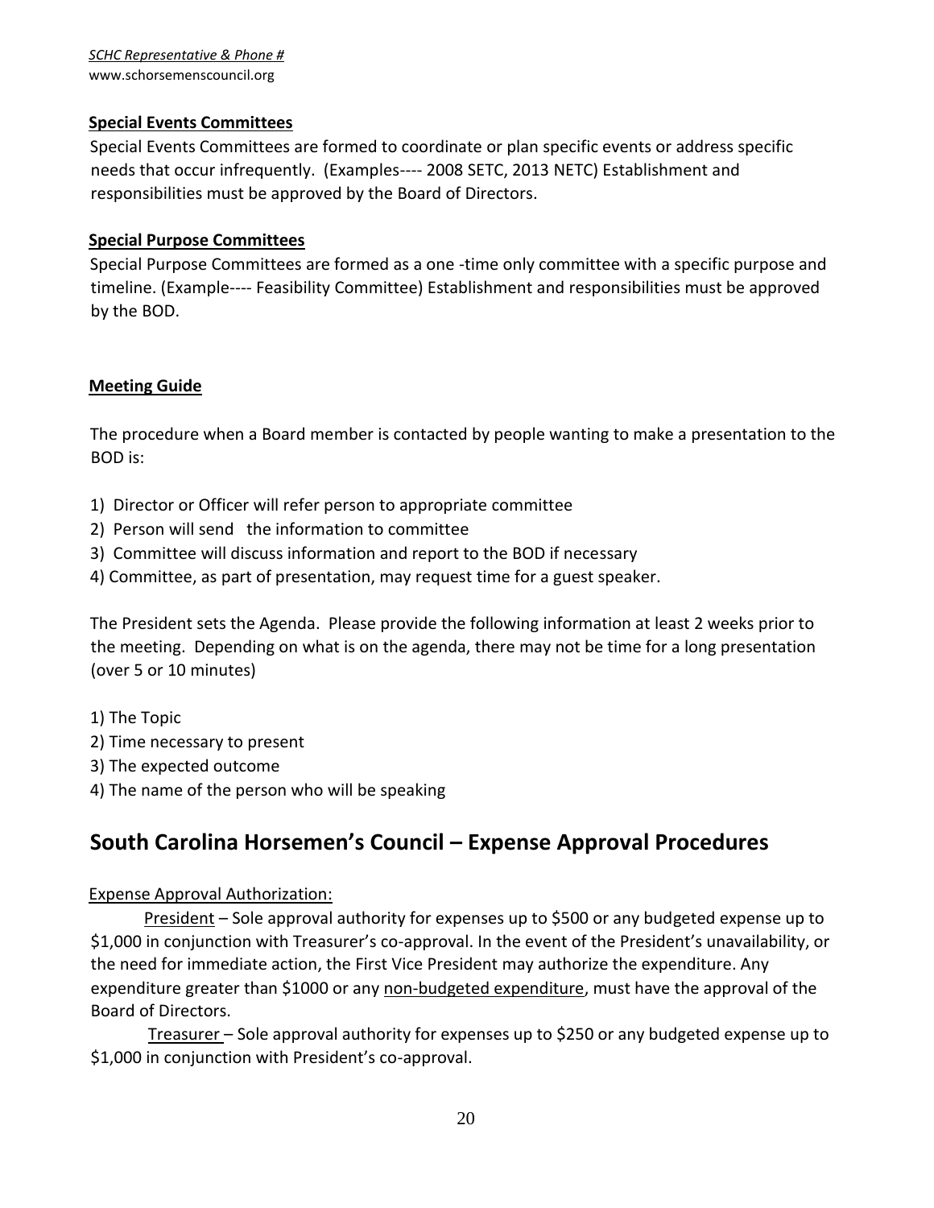**Special Events Committees**

Special Events Committees are formed to coordinate or plan specific events or address specific needs that occur infrequently. (Examples---- 2008 SETC, 2013 NETC) Establishment and responsibilities must be approved by the Board of Directors.

**Special Purpose Committees**

Special Purpose Committees are formed as a one -time only committee with a specific purpose and timeline. (Example---- Feasibility Committee) Establishment and responsibilities must be approved by the BOD.

**Meeting Guide**

The procedure when a Board member is contacted by people wanting to make a presentation to the BOD is:

1) Director or Officer will refer person to appropriate committee
2) Person will send the information to committee
3) Committee will discuss information and report to the BOD if necessary
4) Committee, as part of presentation, may request time for a guest speaker.

The President sets the Agenda. Please provide the following information at least 2 weeks prior to the meeting. Depending on what is on the agenda, there may not be time for a long presentation (over 5 or 10 minutes)

1) The Topic
2) Time necessary to present
3) The expected outcome
4) The name of the person who will be speaking

## South Carolina Horsemen's Council – Expense Approval Procedures

Expense Approval Authorization:

President – Sole approval authority for expenses up to $500 or any budgeted expense up to $1,000 in conjunction with Treasurer's co-approval. In the event of the President's unavailability, or the need for immediate action, the First Vice President may authorize the expenditure. Any expenditure greater than $1000 or any non-budgeted expenditure, must have the approval of the Board of Directors.

Treasurer – Sole approval authority for expenses up to $250 or any budgeted expense up to $1,000 in conjunction with President's co-approval.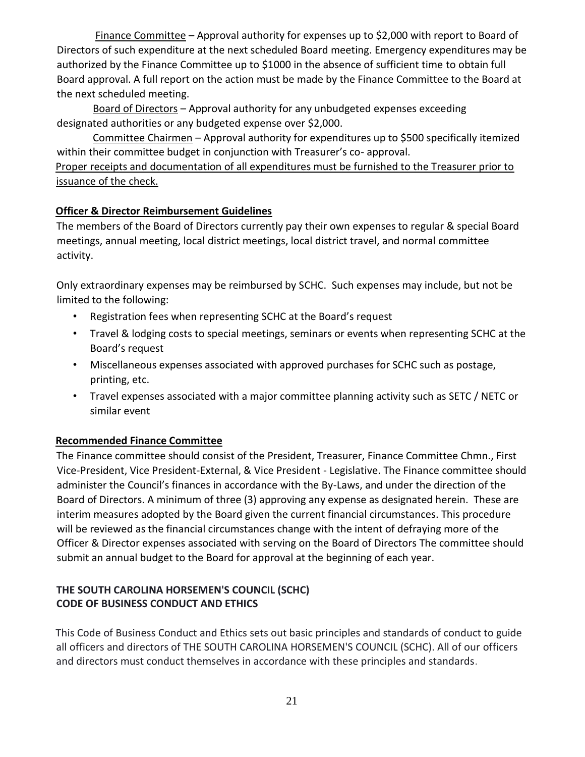<u>Finance Committee</u> – Approval authority for expenses up to $2,000 with report to Board of Directors of such expenditure at the next scheduled Board meeting. Emergency expenditures may be authorized by the Finance Committee up to $1000 in the absence of sufficient time to obtain full Board approval. A full report on the action must be made by the Finance Committee to the Board at the next scheduled meeting.

<u>Board of Directors</u> – Approval authority for any unbudgeted expenses exceeding designated authorities or any budgeted expense over $2,000.

<u>Committee Chairmen</u> – Approval authority for expenditures up to $500 specifically itemized within their committee budget in conjunction with Treasurer's co- approval.

<u>Proper receipts and documentation of all expenditures must be furnished to the Treasurer prior to issuance of the check.</u>

**Officer & Director Reimbursement Guidelines**

The members of the Board of Directors currently pay their own expenses to regular & special Board meetings, annual meeting, local district meetings, local district travel, and normal committee activity.

Only extraordinary expenses may be reimbursed by SCHC. Such expenses may include, but not be limited to the following:

- Registration fees when representing SCHC at the Board's request
- Travel & lodging costs to special meetings, seminars or events when representing SCHC at the Board's request
- Miscellaneous expenses associated with approved purchases for SCHC such as postage, printing, etc.
- Travel expenses associated with a major committee planning activity such as SETC / NETC or similar event

**Recommended Finance Committee**

The Finance committee should consist of the President, Treasurer, Finance Committee Chmn., First Vice-President, Vice President-External, & Vice President - Legislative. The Finance committee should administer the Council's finances in accordance with the By-Laws, and under the direction of the Board of Directors. A minimum of three (3) approving any expense as designated herein. These are interim measures adopted by the Board given the current financial circumstances. This procedure will be reviewed as the financial circumstances change with the intent of defraying more of the Officer & Director expenses associated with serving on the Board of Directors The committee should submit an annual budget to the Board for approval at the beginning of each year.

## THE SOUTH CAROLINA HORSEMEN'S COUNCIL (SCHC) CODE OF BUSINESS CONDUCT AND ETHICS

This Code of Business Conduct and Ethics sets out basic principles and standards of conduct to guide all officers and directors of THE SOUTH CAROLINA HORSEMEN'S COUNCIL (SCHC). All of our officers and directors must conduct themselves in accordance with these principles and standards.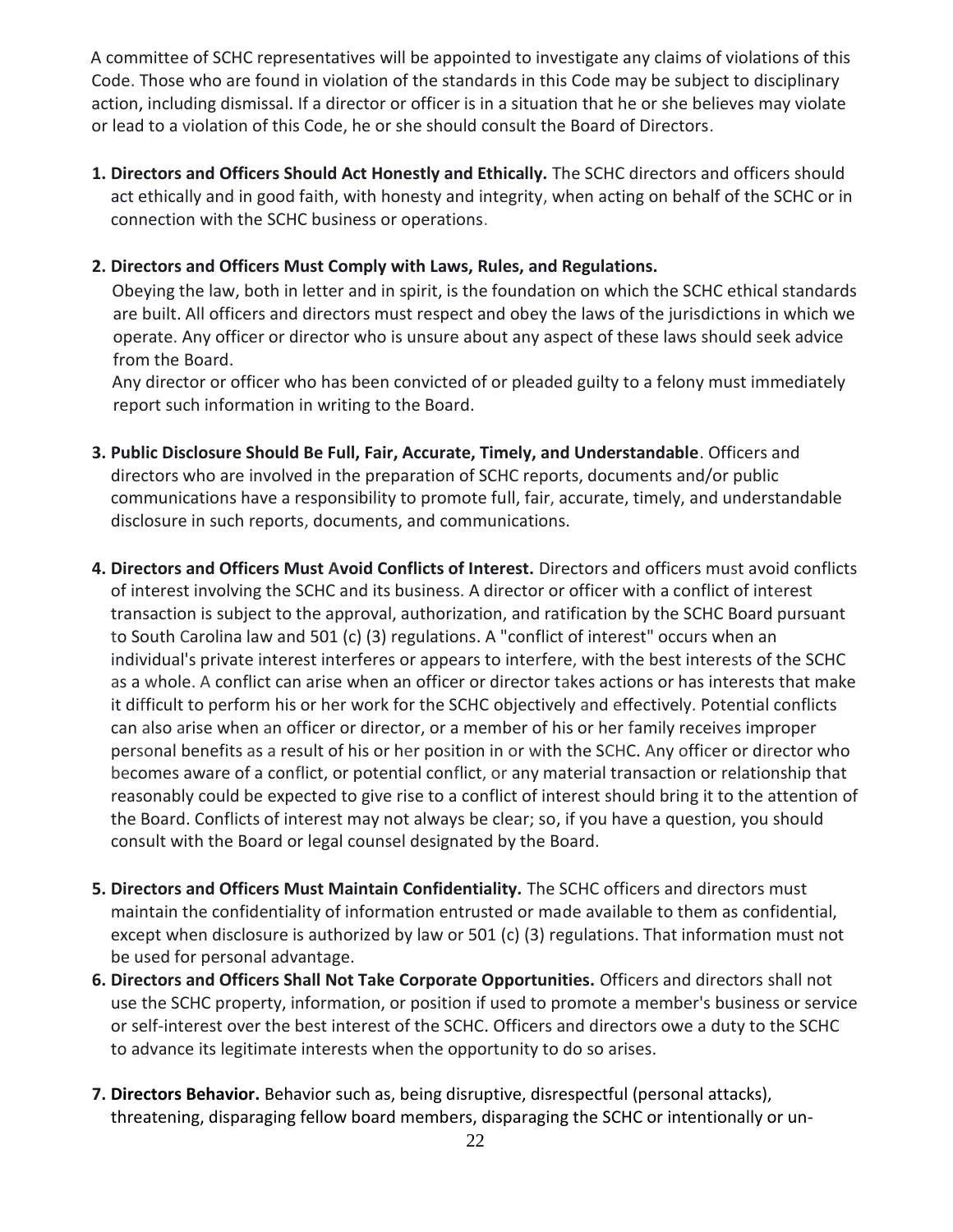A committee of SCHC representatives will be appointed to investigate any claims of violations of this Code. Those who are found in violation of the standards in this Code may be subject to disciplinary action, including dismissal. If a director or officer is in a situation that he or she believes may violate or lead to a violation of this Code, he or she should consult the Board of Directors.

1. **Directors and Officers Should Act Honestly and Ethically.** The SCHC directors and officers should act ethically and in good faith, with honesty and integrity, when acting on behalf of the SCHC or in connection with the SCHC business or operations.

2. **Directors and Officers Must Comply with Laws, Rules, and Regulations.**
   Obeying the law, both in letter and in spirit, is the foundation on which the SCHC ethical standards are built. All officers and directors must respect and obey the laws of the jurisdictions in which we operate. Any officer or director who is unsure about any aspect of these laws should seek advice from the Board.
   Any director or officer who has been convicted of or pleaded guilty to a felony must immediately report such information in writing to the Board.

3. **Public Disclosure Should Be Full, Fair, Accurate, Timely, and Understandable**. Officers and directors who are involved in the preparation of SCHC reports, documents and/or public communications have a responsibility to promote full, fair, accurate, timely, and understandable disclosure in such reports, documents, and communications.

4. **Directors and Officers Must Avoid Conflicts of Interest.** Directors and officers must avoid conflicts of interest involving the SCHC and its business. A director or officer with a conflict of interest transaction is subject to the approval, authorization, and ratification by the SCHC Board pursuant to South Carolina law and 501 (c) (3) regulations. A "conflict of interest" occurs when an individual's private interest interferes or appears to interfere, with the best interests of the SCHC as a whole. A conflict can arise when an officer or director takes actions or has interests that make it difficult to perform his or her work for the SCHC objectively and effectively. Potential conflicts can also arise when an officer or director, or a member of his or her family receives improper personal benefits as a result of his or her position in or with the SCHC. Any officer or director who becomes aware of a conflict, or potential conflict, or any material transaction or relationship that reasonably could be expected to give rise to a conflict of interest should bring it to the attention of the Board. Conflicts of interest may not always be clear; so, if you have a question, you should consult with the Board or legal counsel designated by the Board.

5. **Directors and Officers Must Maintain Confidentiality.** The SCHC officers and directors must maintain the confidentiality of information entrusted or made available to them as confidential, except when disclosure is authorized by law or 501 (c) (3) regulations. That information must not be used for personal advantage.

6. **Directors and Officers Shall Not Take Corporate Opportunities.** Officers and directors shall not use the SCHC property, information, or position if used to promote a member's business or service or self-interest over the best interest of the SCHC. Officers and directors owe a duty to the SCHC to advance its legitimate interests when the opportunity to do so arises.

7. **Directors Behavior.** Behavior such as, being disruptive, disrespectful (personal attacks), threatening, disparaging fellow board members, disparaging the SCHC or intentionally or un-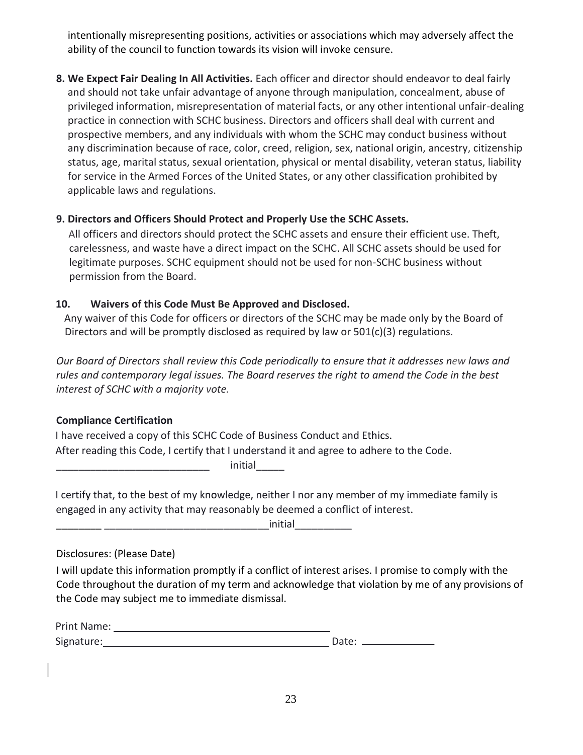intentionally misrepresenting positions, activities or associations which may adversely affect the ability of the council to function towards its vision will invoke censure.

**8. We Expect Fair Dealing In All Activities.** Each officer and director should endeavor to deal fairly and should not take unfair advantage of anyone through manipulation, concealment, abuse of privileged information, misrepresentation of material facts, or any other intentional unfair-dealing practice in connection with SCHC business. Directors and officers shall deal with current and prospective members, and any individuals with whom the SCHC may conduct business without any discrimination because of race, color, creed, religion, sex, national origin, ancestry, citizenship status, age, marital status, sexual orientation, physical or mental disability, veteran status, liability for service in the Armed Forces of the United States, or any other classification prohibited by applicable laws and regulations.

**9. Directors and Officers Should Protect and Properly Use the SCHC Assets.**

All officers and directors should protect the SCHC assets and ensure their efficient use. Theft, carelessness, and waste have a direct impact on the SCHC. All SCHC assets should be used for legitimate purposes. SCHC equipment should not be used for non-SCHC business without permission from the Board.

**10. Waivers of this Code Must Be Approved and Disclosed.**

Any waiver of this Code for officers or directors of the SCHC may be made only by the Board of Directors and will be promptly disclosed as required by law or 501(c)(3) regulations.

*Our Board of Directors shall review this Code periodically to ensure that it addresses new laws and rules and contemporary legal issues. The Board reserves the right to amend the Code in the best interest of SCHC with a majority vote.*

**Compliance Certification**

I have received a copy of this SCHC Code of Business Conduct and Ethics.
After reading this Code, I certify that I understand it and agree to adhere to the Code.

___________________________ initial_____

I certify that, to the best of my knowledge, neither I nor any member of my immediate family is engaged in any activity that may reasonably be deemed a conflict of interest.

________ _____________________________initial__________

Disclosures: (Please Date)

I will update this information promptly if a conflict of interest arises. I promise to comply with the Code throughout the duration of my term and acknowledge that violation by me of any provisions of the Code may subject me to immediate dismissal.

Print Name: ________________________________________

Signature: ________________________________________ Date: _____________